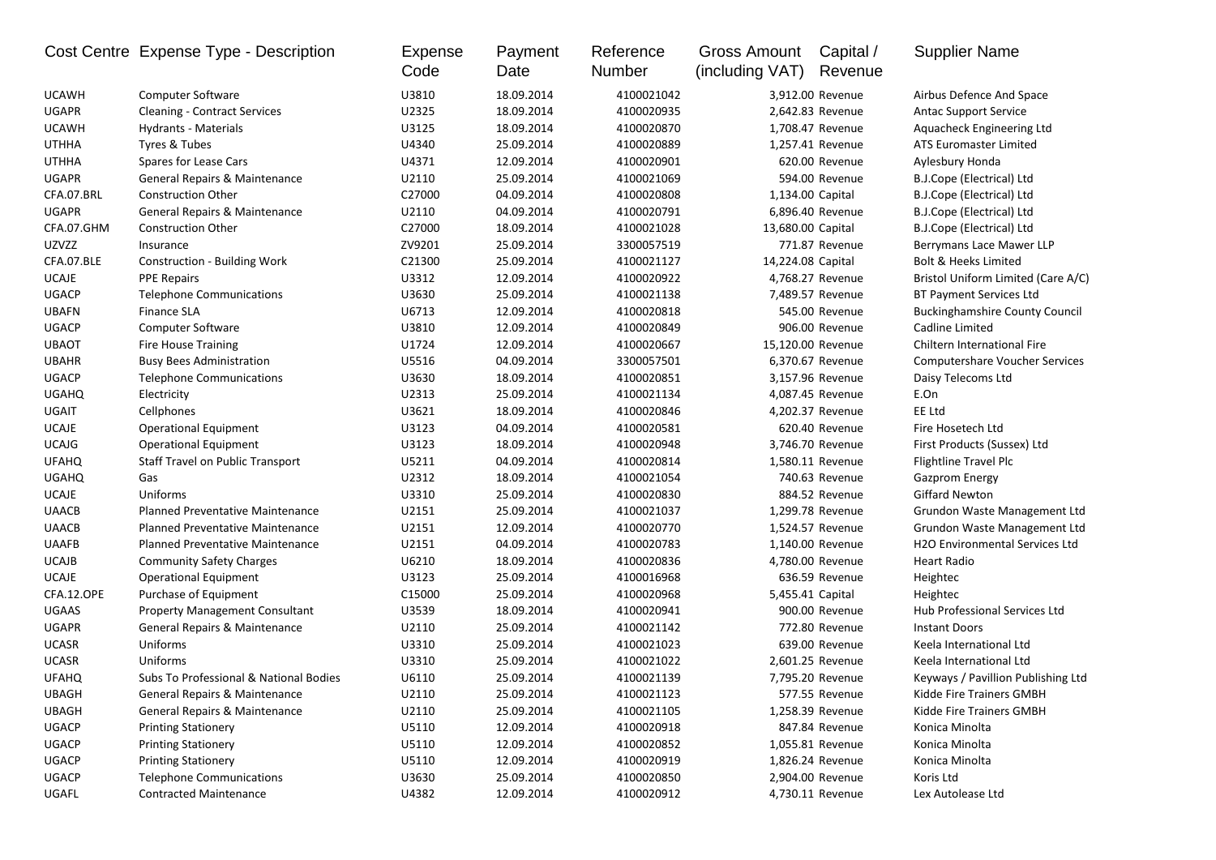| Cost Centre | Expense Type - Description | Expense Code | Payment Date | Reference Number | Gross Amount (including VAT) | Capital / Revenue | Supplier Name |
|---|---|---|---|---|---|---|---|
| UCAWH | Computer Software | U3810 | 18.09.2014 | 4100021042 | 3,912.00 | Revenue | Airbus Defence And Space |
| UGAPR | Cleaning - Contract Services | U2325 | 18.09.2014 | 4100020935 | 2,642.83 | Revenue | Antac Support Service |
| UCAWH | Hydrants - Materials | U3125 | 18.09.2014 | 4100020870 | 1,708.47 | Revenue | Aquacheck Engineering Ltd |
| UTHHA | Tyres & Tubes | U4340 | 25.09.2014 | 4100020889 | 1,257.41 | Revenue | ATS Euromaster Limited |
| UTHHA | Spares for Lease Cars | U4371 | 12.09.2014 | 4100020901 | 620.00 | Revenue | Aylesbury Honda |
| UGAPR | General Repairs & Maintenance | U2110 | 25.09.2014 | 4100021069 | 594.00 | Revenue | B.J.Cope (Electrical) Ltd |
| CFA.07.BRL | Construction Other | C27000 | 04.09.2014 | 4100020808 | 1,134.00 | Capital | B.J.Cope (Electrical) Ltd |
| UGAPR | General Repairs & Maintenance | U2110 | 04.09.2014 | 4100020791 | 6,896.40 | Revenue | B.J.Cope (Electrical) Ltd |
| CFA.07.GHM | Construction Other | C27000 | 18.09.2014 | 4100021028 | 13,680.00 | Capital | B.J.Cope (Electrical) Ltd |
| UZVZZ | Insurance | ZV9201 | 25.09.2014 | 3300057519 | 771.87 | Revenue | Berrymans Lace Mawer LLP |
| CFA.07.BLE | Construction - Building Work | C21300 | 25.09.2014 | 4100021127 | 14,224.08 | Capital | Bolt & Heeks Limited |
| UCAJE | PPE Repairs | U3312 | 12.09.2014 | 4100020922 | 4,768.27 | Revenue | Bristol Uniform Limited (Care A/C) |
| UGACP | Telephone Communications | U3630 | 25.09.2014 | 4100021138 | 7,489.57 | Revenue | BT Payment Services Ltd |
| UBAFN | Finance SLA | U6713 | 12.09.2014 | 4100020818 | 545.00 | Revenue | Buckinghamshire County Council |
| UGACP | Computer Software | U3810 | 12.09.2014 | 4100020849 | 906.00 | Revenue | Cadline Limited |
| UBAOT | Fire House Training | U1724 | 12.09.2014 | 4100020667 | 15,120.00 | Revenue | Chiltern International Fire |
| UBAHR | Busy Bees Administration | U5516 | 04.09.2014 | 3300057501 | 6,370.67 | Revenue | Computershare Voucher Services |
| UGACP | Telephone Communications | U3630 | 18.09.2014 | 4100020851 | 3,157.96 | Revenue | Daisy Telecoms Ltd |
| UGAHQ | Electricity | U2313 | 25.09.2014 | 4100021134 | 4,087.45 | Revenue | E.On |
| UGAIT | Cellphones | U3621 | 18.09.2014 | 4100020846 | 4,202.37 | Revenue | EE Ltd |
| UCAJE | Operational Equipment | U3123 | 04.09.2014 | 4100020581 | 620.40 | Revenue | Fire Hosetech Ltd |
| UCAJG | Operational Equipment | U3123 | 18.09.2014 | 4100020948 | 3,746.70 | Revenue | First Products (Sussex) Ltd |
| UFAHQ | Staff Travel on Public Transport | U5211 | 04.09.2014 | 4100020814 | 1,580.11 | Revenue | Flightline Travel Plc |
| UGAHQ | Gas | U2312 | 18.09.2014 | 4100021054 | 740.63 | Revenue | Gazprom Energy |
| UCAJE | Uniforms | U3310 | 25.09.2014 | 4100020830 | 884.52 | Revenue | Giffard Newton |
| UAACB | Planned Preventative Maintenance | U2151 | 25.09.2014 | 4100021037 | 1,299.78 | Revenue | Grundon Waste Management Ltd |
| UAACB | Planned Preventative Maintenance | U2151 | 12.09.2014 | 4100020770 | 1,524.57 | Revenue | Grundon Waste Management Ltd |
| UAAFB | Planned Preventative Maintenance | U2151 | 04.09.2014 | 4100020783 | 1,140.00 | Revenue | H2O Environmental Services Ltd |
| UCAJB | Community Safety Charges | U6210 | 18.09.2014 | 4100020836 | 4,780.00 | Revenue | Heart Radio |
| UCAJE | Operational Equipment | U3123 | 25.09.2014 | 4100016968 | 636.59 | Revenue | Heightec |
| CFA.12.OPE | Purchase of Equipment | C15000 | 25.09.2014 | 4100020968 | 5,455.41 | Capital | Heightec |
| UGAAS | Property Management Consultant | U3539 | 18.09.2014 | 4100020941 | 900.00 | Revenue | Hub Professional Services Ltd |
| UGAPR | General Repairs & Maintenance | U2110 | 25.09.2014 | 4100021142 | 772.80 | Revenue | Instant Doors |
| UCASR | Uniforms | U3310 | 25.09.2014 | 4100021023 | 639.00 | Revenue | Keela International Ltd |
| UCASR | Uniforms | U3310 | 25.09.2014 | 4100021022 | 2,601.25 | Revenue | Keela International Ltd |
| UFAHQ | Subs To Professional & National Bodies | U6110 | 25.09.2014 | 4100021139 | 7,795.20 | Revenue | Keyways / Pavillion Publishing Ltd |
| UBAGH | General Repairs & Maintenance | U2110 | 25.09.2014 | 4100021123 | 577.55 | Revenue | Kidde Fire Trainers GMBH |
| UBAGH | General Repairs & Maintenance | U2110 | 25.09.2014 | 4100021105 | 1,258.39 | Revenue | Kidde Fire Trainers GMBH |
| UGACP | Printing Stationery | U5110 | 12.09.2014 | 4100020918 | 847.84 | Revenue | Konica Minolta |
| UGACP | Printing Stationery | U5110 | 12.09.2014 | 4100020852 | 1,055.81 | Revenue | Konica Minolta |
| UGACP | Printing Stationery | U5110 | 12.09.2014 | 4100020919 | 1,826.24 | Revenue | Konica Minolta |
| UGACP | Telephone Communications | U3630 | 25.09.2014 | 4100020850 | 2,904.00 | Revenue | Koris Ltd |
| UGAFL | Contracted Maintenance | U4382 | 12.09.2014 | 4100020912 | 4,730.11 | Revenue | Lex Autolease Ltd |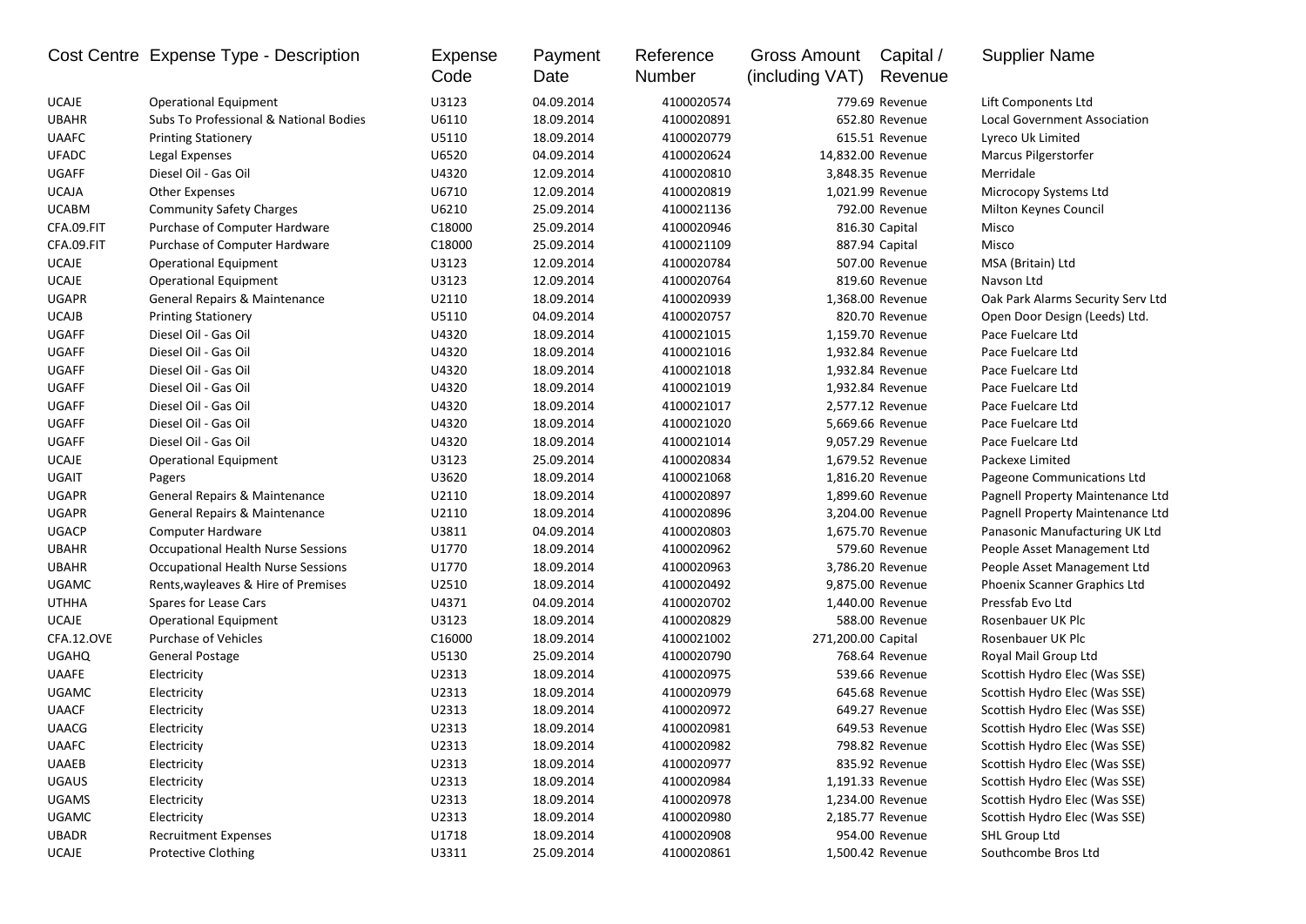| Cost Centre | Expense Type - Description | Expense Code | Payment Date | Reference Number | Gross Amount (including VAT) | Capital / Revenue | Supplier Name |
|---|---|---|---|---|---|---|---|
| UCAJE | Operational Equipment | U3123 | 04.09.2014 | 4100020574 | 779.69 | Revenue | Lift Components Ltd |
| UBAHR | Subs To Professional & National Bodies | U6110 | 18.09.2014 | 4100020891 | 652.80 | Revenue | Local Government Association |
| UAAFC | Printing Stationery | U5110 | 18.09.2014 | 4100020779 | 615.51 | Revenue | Lyreco Uk Limited |
| UFADC | Legal Expenses | U6520 | 04.09.2014 | 4100020624 | 14,832.00 | Revenue | Marcus Pilgerstorfer |
| UGAFF | Diesel Oil - Gas Oil | U4320 | 12.09.2014 | 4100020810 | 3,848.35 | Revenue | Merridale |
| UCAJA | Other Expenses | U6710 | 12.09.2014 | 4100020819 | 1,021.99 | Revenue | Microcopy Systems Ltd |
| UCABM | Community Safety Charges | U6210 | 25.09.2014 | 4100021136 | 792.00 | Revenue | Milton Keynes Council |
| CFA.09.FIT | Purchase of Computer Hardware | C18000 | 25.09.2014 | 4100020946 | 816.30 | Capital | Misco |
| CFA.09.FIT | Purchase of Computer Hardware | C18000 | 25.09.2014 | 4100021109 | 887.94 | Capital | Misco |
| UCAJE | Operational Equipment | U3123 | 12.09.2014 | 4100020784 | 507.00 | Revenue | MSA (Britain) Ltd |
| UCAJE | Operational Equipment | U3123 | 12.09.2014 | 4100020764 | 819.60 | Revenue | Navson Ltd |
| UGAPR | General Repairs & Maintenance | U2110 | 18.09.2014 | 4100020939 | 1,368.00 | Revenue | Oak Park Alarms Security Serv Ltd |
| UCAJB | Printing Stationery | U5110 | 04.09.2014 | 4100020757 | 820.70 | Revenue | Open Door Design (Leeds) Ltd. |
| UGAFF | Diesel Oil - Gas Oil | U4320 | 18.09.2014 | 4100021015 | 1,159.70 | Revenue | Pace Fuelcare Ltd |
| UGAFF | Diesel Oil - Gas Oil | U4320 | 18.09.2014 | 4100021016 | 1,932.84 | Revenue | Pace Fuelcare Ltd |
| UGAFF | Diesel Oil - Gas Oil | U4320 | 18.09.2014 | 4100021018 | 1,932.84 | Revenue | Pace Fuelcare Ltd |
| UGAFF | Diesel Oil - Gas Oil | U4320 | 18.09.2014 | 4100021019 | 1,932.84 | Revenue | Pace Fuelcare Ltd |
| UGAFF | Diesel Oil - Gas Oil | U4320 | 18.09.2014 | 4100021017 | 2,577.12 | Revenue | Pace Fuelcare Ltd |
| UGAFF | Diesel Oil - Gas Oil | U4320 | 18.09.2014 | 4100021020 | 5,669.66 | Revenue | Pace Fuelcare Ltd |
| UGAFF | Diesel Oil - Gas Oil | U4320 | 18.09.2014 | 4100021014 | 9,057.29 | Revenue | Pace Fuelcare Ltd |
| UCAJE | Operational Equipment | U3123 | 25.09.2014 | 4100020834 | 1,679.52 | Revenue | Packexe Limited |
| UGAIT | Pagers | U3620 | 18.09.2014 | 4100021068 | 1,816.20 | Revenue | Pageone Communications Ltd |
| UGAPR | General Repairs & Maintenance | U2110 | 18.09.2014 | 4100020897 | 1,899.60 | Revenue | Pagnell Property Maintenance Ltd |
| UGAPR | General Repairs & Maintenance | U2110 | 18.09.2014 | 4100020896 | 3,204.00 | Revenue | Pagnell Property Maintenance Ltd |
| UGACP | Computer Hardware | U3811 | 04.09.2014 | 4100020803 | 1,675.70 | Revenue | Panasonic Manufacturing UK Ltd |
| UBAHR | Occupational Health Nurse Sessions | U1770 | 18.09.2014 | 4100020962 | 579.60 | Revenue | People Asset Management Ltd |
| UBAHR | Occupational Health Nurse Sessions | U1770 | 18.09.2014 | 4100020963 | 3,786.20 | Revenue | People Asset Management Ltd |
| UGAMC | Rents,wayleaves & Hire of Premises | U2510 | 18.09.2014 | 4100020492 | 9,875.00 | Revenue | Phoenix Scanner Graphics Ltd |
| UTHHA | Spares for Lease Cars | U4371 | 04.09.2014 | 4100020702 | 1,440.00 | Revenue | Pressfab Evo Ltd |
| UCAJE | Operational Equipment | U3123 | 18.09.2014 | 4100020829 | 588.00 | Revenue | Rosenbauer UK Plc |
| CFA.12.OVE | Purchase of Vehicles | C16000 | 18.09.2014 | 4100021002 | 271,200.00 | Capital | Rosenbauer UK Plc |
| UGAHQ | General Postage | U5130 | 25.09.2014 | 4100020790 | 768.64 | Revenue | Royal Mail Group Ltd |
| UAAFE | Electricity | U2313 | 18.09.2014 | 4100020975 | 539.66 | Revenue | Scottish Hydro Elec (Was SSE) |
| UGAMC | Electricity | U2313 | 18.09.2014 | 4100020979 | 645.68 | Revenue | Scottish Hydro Elec (Was SSE) |
| UAACF | Electricity | U2313 | 18.09.2014 | 4100020972 | 649.27 | Revenue | Scottish Hydro Elec (Was SSE) |
| UAACG | Electricity | U2313 | 18.09.2014 | 4100020981 | 649.53 | Revenue | Scottish Hydro Elec (Was SSE) |
| UAAFC | Electricity | U2313 | 18.09.2014 | 4100020982 | 798.82 | Revenue | Scottish Hydro Elec (Was SSE) |
| UAAEB | Electricity | U2313 | 18.09.2014 | 4100020977 | 835.92 | Revenue | Scottish Hydro Elec (Was SSE) |
| UGAUS | Electricity | U2313 | 18.09.2014 | 4100020984 | 1,191.33 | Revenue | Scottish Hydro Elec (Was SSE) |
| UGAMS | Electricity | U2313 | 18.09.2014 | 4100020978 | 1,234.00 | Revenue | Scottish Hydro Elec (Was SSE) |
| UGAMC | Electricity | U2313 | 18.09.2014 | 4100020980 | 2,185.77 | Revenue | Scottish Hydro Elec (Was SSE) |
| UBADR | Recruitment Expenses | U1718 | 18.09.2014 | 4100020908 | 954.00 | Revenue | SHL Group Ltd |
| UCAJE | Protective Clothing | U3311 | 25.09.2014 | 4100020861 | 1,500.42 | Revenue | Southcombe Bros Ltd |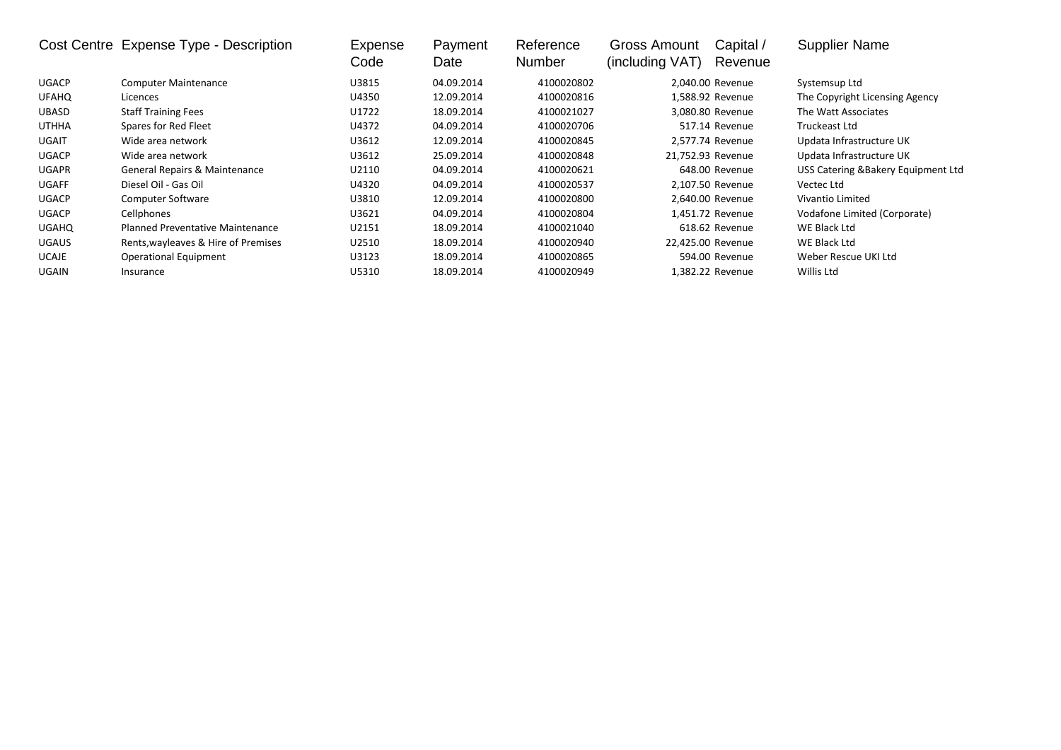| Cost Centre | Expense Type - Description | Expense Code | Payment Date | Reference Number | Gross Amount (including VAT) | Capital / Revenue | Supplier Name |
|---|---|---|---|---|---|---|---|
| UGACP | Computer Maintenance | U3815 | 04.09.2014 | 4100020802 | 2,040.00 | Revenue | Systemsup Ltd |
| UFAHQ | Licences | U4350 | 12.09.2014 | 4100020816 | 1,588.92 | Revenue | The Copyright Licensing Agency |
| UBASD | Staff Training Fees | U1722 | 18.09.2014 | 4100021027 | 3,080.80 | Revenue | The Watt Associates |
| UTHHA | Spares for Red Fleet | U4372 | 04.09.2014 | 4100020706 | 517.14 | Revenue | Truckeast Ltd |
| UGAIT | Wide area network | U3612 | 12.09.2014 | 4100020845 | 2,577.74 | Revenue | Updata Infrastructure UK |
| UGACP | Wide area network | U3612 | 25.09.2014 | 4100020848 | 21,752.93 | Revenue | Updata Infrastructure UK |
| UGAPR | General Repairs & Maintenance | U2110 | 04.09.2014 | 4100020621 | 648.00 | Revenue | USS Catering &Bakery Equipment Ltd |
| UGAFF | Diesel Oil - Gas Oil | U4320 | 04.09.2014 | 4100020537 | 2,107.50 | Revenue | Vectec Ltd |
| UGACP | Computer Software | U3810 | 12.09.2014 | 4100020800 | 2,640.00 | Revenue | Vivantio Limited |
| UGACP | Cellphones | U3621 | 04.09.2014 | 4100020804 | 1,451.72 | Revenue | Vodafone Limited (Corporate) |
| UGAHQ | Planned Preventative Maintenance | U2151 | 18.09.2014 | 4100021040 | 618.62 | Revenue | WE Black Ltd |
| UGAUS | Rents,wayleaves & Hire of Premises | U2510 | 18.09.2014 | 4100020940 | 22,425.00 | Revenue | WE Black Ltd |
| UCAJE | Operational Equipment | U3123 | 18.09.2014 | 4100020865 | 594.00 | Revenue | Weber Rescue UKI Ltd |
| UGAIN | Insurance | U5310 | 18.09.2014 | 4100020949 | 1,382.22 | Revenue | Willis Ltd |